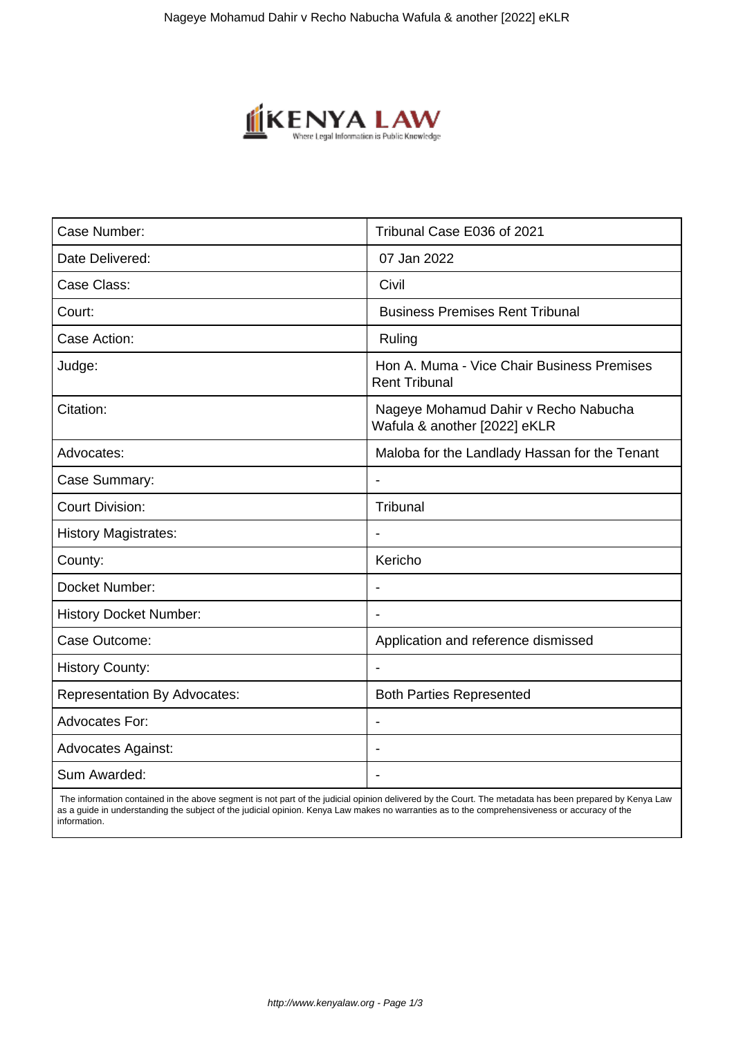| Case Number: | Tribunal Case E036 of 2021 |
|---|---|
| Date Delivered: | 07 Jan 2022 |
| Case Class: | Civil |
| Court: | Business Premises Rent Tribunal |
| Case Action: | Ruling |
| Judge: | Hon A. Muma - Vice Chair Business Premises Rent Tribunal |
| Citation: | Nageye Mohamud Dahir v Recho Nabucha Wafula & another [2022] eKLR |
| Advocates: | Maloba for the Landlady Hassan for the Tenant |
| Case Summary: | - |
| Court Division: | Tribunal |
| History Magistrates: | - |
| County: | Kericho |
| Docket Number: | - |
| History Docket Number: | - |
| Case Outcome: | Application and reference dismissed |
| History County: | - |
| Representation By Advocates: | Both Parties Represented |
| Advocates For: | - |
| Advocates Against: | - |
| Sum Awarded: | - |

The information contained in the above segment is not part of the judicial opinion delivered by the Court. The metadata has been prepared by Kenya Law as a guide in understanding the subject of the judicial opinion. Kenya Law makes no warranties as to the comprehensiveness or accuracy of the information.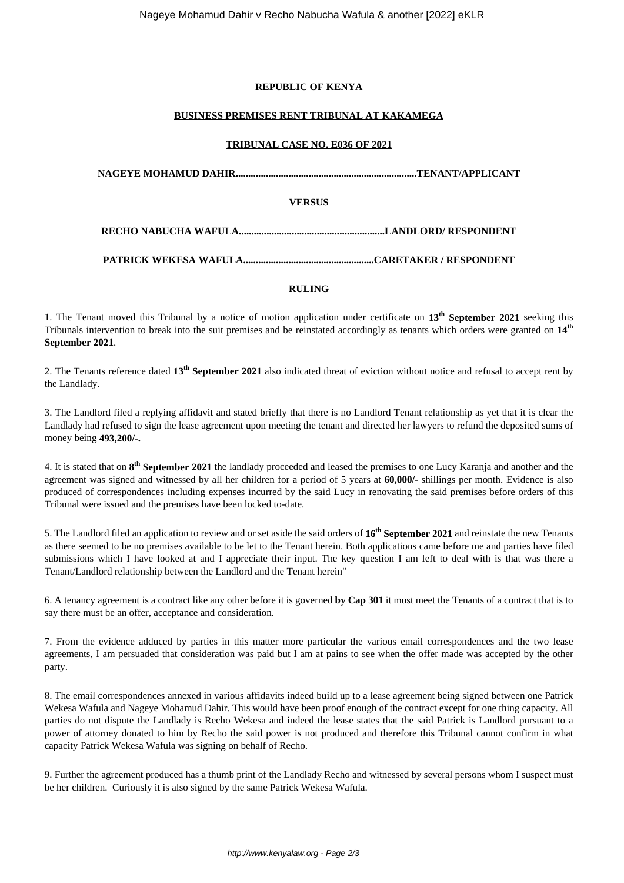**REPUBLIC OF KENYA**

**BUSINESS PREMISES RENT TRIBUNAL AT KAKAMEGA**

**TRIBUNAL CASE NO. E036 OF 2021**

**NAGEYE MOHAMUD DAHIR........................................................................TENANT/APPLICANT**

**VERSUS**

**RECHO NABUCHA WAFULA..........................................................LANDLORD/ RESPONDENT**

**PATRICK WEKESA WAFULA....................................................CARETAKER / RESPONDENT**

**RULING**

1. The Tenant moved this Tribunal by a notice of motion application under certificate on **13th September 2021** seeking this Tribunals intervention to break into the suit premises and be reinstated accordingly as tenants which orders were granted on **14th September 2021**.

2. The Tenants reference dated **13th September 2021** also indicated threat of eviction without notice and refusal to accept rent by the Landlady.

3. The Landlord filed a replying affidavit and stated briefly that there is no Landlord Tenant relationship as yet that it is clear the Landlady had refused to sign the lease agreement upon meeting the tenant and directed her lawyers to refund the deposited sums of money being **493,200/-.**

4. It is stated that on **8th September 2021** the landlady proceeded and leased the premises to one Lucy Karanja and another and the agreement was signed and witnessed by all her children for a period of 5 years at **60,000/-** shillings per month. Evidence is also produced of correspondences including expenses incurred by the said Lucy in renovating the said premises before orders of this Tribunal were issued and the premises have been locked to-date.

5. The Landlord filed an application to review and or set aside the said orders of **16th September 2021** and reinstate the new Tenants as there seemed to be no premises available to be let to the Tenant herein. Both applications came before me and parties have filed submissions which I have looked at and I appreciate their input. The key question I am left to deal with is that was there a Tenant/Landlord relationship between the Landlord and the Tenant herein"

6. A tenancy agreement is a contract like any other before it is governed **by Cap 301** it must meet the Tenants of a contract that is to say there must be an offer, acceptance and consideration.

7. From the evidence adduced by parties in this matter more particular the various email correspondences and the two lease agreements, I am persuaded that consideration was paid but I am at pains to see when the offer made was accepted by the other party.

8. The email correspondences annexed in various affidavits indeed build up to a lease agreement being signed between one Patrick Wekesa Wafula and Nageye Mohamud Dahir. This would have been proof enough of the contract except for one thing capacity. All parties do not dispute the Landlady is Recho Wekesa and indeed the lease states that the said Patrick is Landlord pursuant to a power of attorney donated to him by Recho the said power is not produced and therefore this Tribunal cannot confirm in what capacity Patrick Wekesa Wafula was signing on behalf of Recho.

9. Further the agreement produced has a thumb print of the Landlady Recho and witnessed by several persons whom I suspect must be her children. Curiously it is also signed by the same Patrick Wekesa Wafula.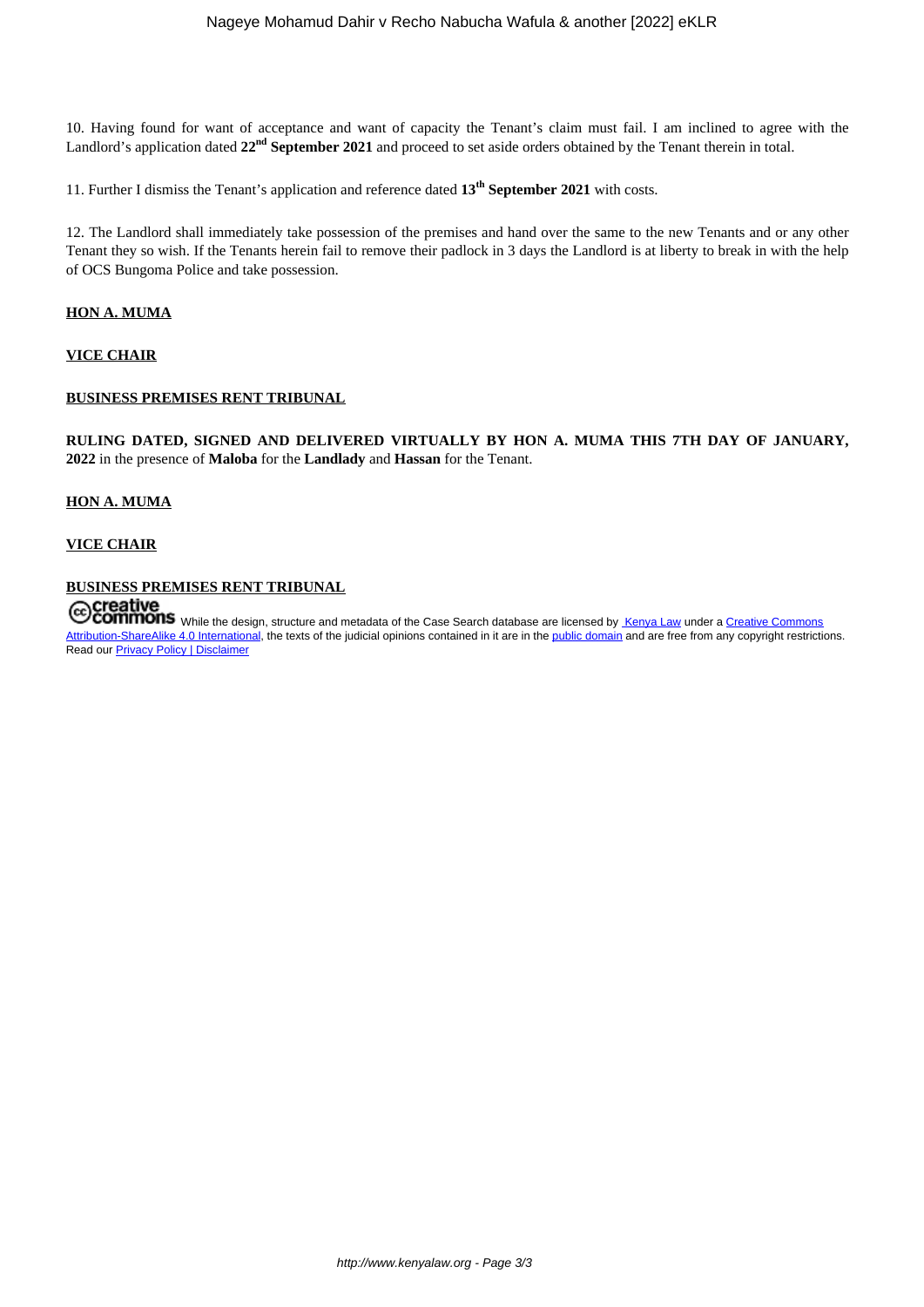10. Having found for want of acceptance and want of capacity the Tenant's claim must fail. I am inclined to agree with the Landlord's application dated **22nd September 2021** and proceed to set aside orders obtained by the Tenant therein in total.

11. Further I dismiss the Tenant's application and reference dated **13th September 2021** with costs.

12. The Landlord shall immediately take possession of the premises and hand over the same to the new Tenants and or any other Tenant they so wish. If the Tenants herein fail to remove their padlock in 3 days the Landlord is at liberty to break in with the help of OCS Bungoma Police and take possession.

**HON A. MUMA**

**VICE CHAIR**

**BUSINESS PREMISES RENT TRIBUNAL**

**RULING DATED, SIGNED AND DELIVERED VIRTUALLY BY HON A. MUMA THIS 7TH DAY OF JANUARY, 2022** in the presence of **Maloba** for the **Landlady** and **Hassan** for the Tenant.

**HON A. MUMA**

**VICE CHAIR**

**BUSINESS PREMISES RENT TRIBUNAL**

While the design, structure and metadata of the Case Search database are licensed by Kenya Law under a Creative Commons Attribution-ShareAlike 4.0 International, the texts of the judicial opinions contained in it are in the public domain and are free from any copyright restrictions. Read our Privacy Policy | Disclaimer